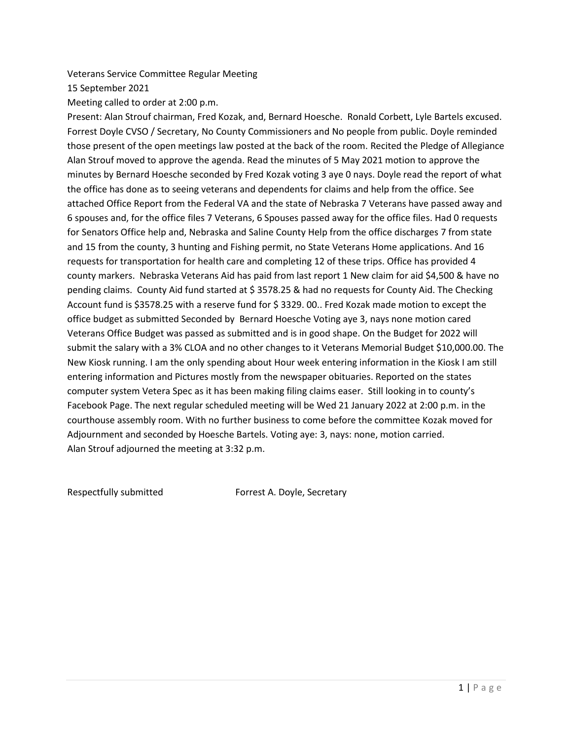Veterans Service Committee Regular Meeting

15 September 2021

Meeting called to order at 2:00 p.m.

Present: Alan Strouf chairman, Fred Kozak, and, Bernard Hoesche. Ronald Corbett, Lyle Bartels excused. Forrest Doyle CVSO / Secretary, No County Commissioners and No people from public. Doyle reminded those present of the open meetings law posted at the back of the room. Recited the Pledge of Allegiance Alan Strouf moved to approve the agenda. Read the minutes of 5 May 2021 motion to approve the minutes by Bernard Hoesche seconded by Fred Kozak voting 3 aye 0 nays. Doyle read the report of what the office has done as to seeing veterans and dependents for claims and help from the office. See attached Office Report from the Federal VA and the state of Nebraska 7 Veterans have passed away and 6 spouses and, for the office files 7 Veterans, 6 Spouses passed away for the office files. Had 0 requests for Senators Office help and, Nebraska and Saline County Help from the office discharges 7 from state and 15 from the county, 3 hunting and Fishing permit, no State Veterans Home applications. And 16 requests for transportation for health care and completing 12 of these trips. Office has provided 4 county markers. Nebraska Veterans Aid has paid from last report 1 New claim for aid $4,500 & have no pending claims. County Aid fund started at $ 3578.25 & had no requests for County Aid. The Checking Account fund is $3578.25 with a reserve fund for $ 3329. 00.. Fred Kozak made motion to except the office budget as submitted Seconded by Bernard Hoesche Voting aye 3, nays none motion cared Veterans Office Budget was passed as submitted and is in good shape. On the Budget for 2022 will submit the salary with a 3% CLOA and no other changes to it Veterans Memorial Budget $10,000.00. The New Kiosk running. I am the only spending about Hour week entering information in the Kiosk I am still entering information and Pictures mostly from the newspaper obituaries. Reported on the states computer system Vetera Spec as it has been making filing claims easer. Still looking in to county's Facebook Page. The next regular scheduled meeting will be Wed 21 January 2022 at 2:00 p.m. in the courthouse assembly room. With no further business to come before the committee Kozak moved for Adjournment and seconded by Hoesche Bartels. Voting aye: 3, nays: none, motion carried.

Alan Strouf adjourned the meeting at 3:32 p.m.

Respectfully submitted Forrest A. Doyle, Secretary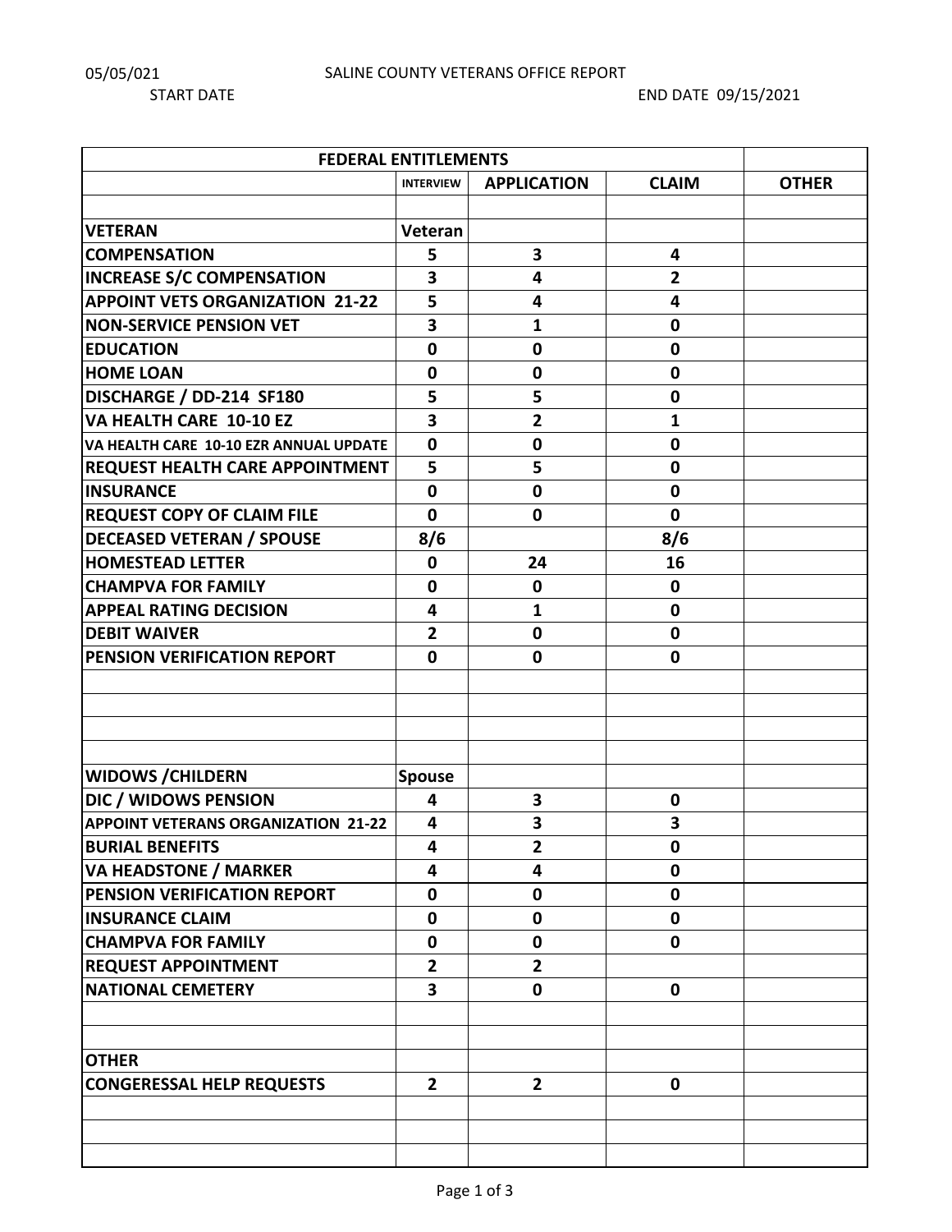05/05/021 SALINE COUNTY VETERANS OFFICE REPORT

START DATE END DATE 09/15/2021

| FEDERAL ENTITLEMENTS | | | | |
|---|---|---|---|---|
| | INTERVIEW | APPLICATION | CLAIM | OTHER |
| | | | | |
| **VETERAN** | **Veteran** | | | |
| **COMPENSATION** | **5** | **3** | **4** | |
| **INCREASE S/C COMPENSATION** | **3** | **4** | **2** | |
| **APPOINT VETS ORGANIZATION 21-22** | **5** | **4** | **4** | |
| **NON-SERVICE PENSION VET** | **3** | **1** | **0** | |
| **EDUCATION** | **0** | **0** | **0** | |
| **HOME LOAN** | **0** | **0** | **0** | |
| **DISCHARGE / DD-214 SF180** | **5** | **5** | **0** | |
| **VA HEALTH CARE 10-10 EZ** | **3** | **2** | **1** | |
| **VA HEALTH CARE 10-10 EZR ANNUAL UPDATE** | **0** | **0** | **0** | |
| **REQUEST HEALTH CARE APPOINTMENT** | **5** | **5** | **0** | |
| **INSURANCE** | **0** | **0** | **0** | |
| **REQUEST COPY OF CLAIM FILE** | **0** | **0** | **0** | |
| **DECEASED VETERAN / SPOUSE** | **8/6** | | **8/6** | |
| **HOMESTEAD LETTER** | **0** | **24** | **16** | |
| **CHAMPVA FOR FAMILY** | **0** | **0** | **0** | |
| **APPEAL RATING DECISION** | **4** | **1** | **0** | |
| **DEBIT WAIVER** | **2** | **0** | **0** | |
| **PENSION VERIFICATION REPORT** | **0** | **0** | **0** | |
| | | | | |
| | | | | |
| | | | | |
| | | | | |
| **WIDOWS /CHILDERN** | **Spouse** | | | |
| **DIC / WIDOWS PENSION** | **4** | **3** | **0** | |
| **APPOINT VETERANS ORGANIZATION 21-22** | **4** | **3** | **3** | |
| **BURIAL BENEFITS** | **4** | **2** | **0** | |
| **VA HEADSTONE / MARKER** | **4** | **4** | **0** | |
| **PENSION VERIFICATION REPORT** | **0** | **0** | **0** | |
| **INSURANCE CLAIM** | **0** | **0** | **0** | |
| **CHAMPVA FOR FAMILY** | **0** | **0** | **0** | |
| **REQUEST APPOINTMENT** | **2** | **2** | | |
| **NATIONAL CEMETERY** | **3** | **0** | **0** | |
| | | | | |
| | | | | |
| **OTHER** | | | | |
| **CONGERESSAL HELP REQUESTS** | **2** | **2** | **0** | |
| | | | | |
| | | | | |
| | | | | |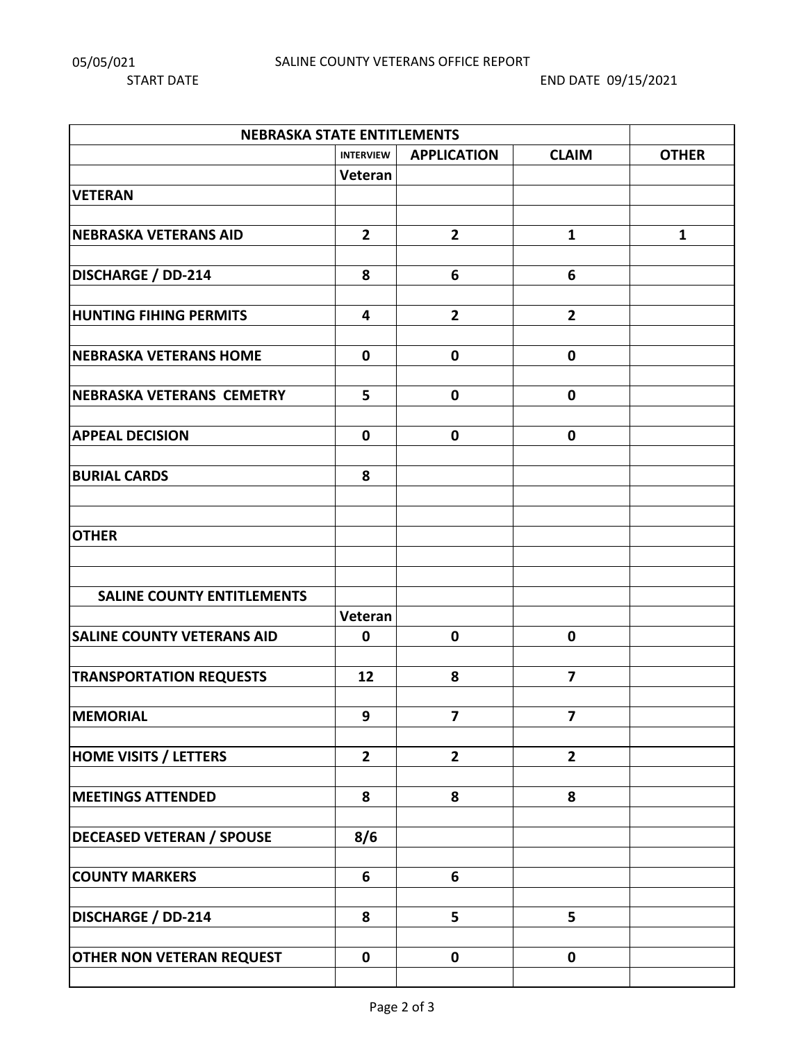05/05/021 SALINE COUNTY VETERANS OFFICE REPORT

START DATE END DATE 09/15/2021

| NEBRASKA STATE ENTITLEMENTS | | | | |
|---|---|---|---|---|
| | INTERVIEW | APPLICATION | CLAIM | OTHER |
| | Veteran | | | |
| **VETERAN** | | | | |
| **NEBRASKA VETERANS AID** | **2** | **2** | **1** | **1** |
| **DISCHARGE / DD-214** | **8** | **6** | **6** | |
| **HUNTING FIHING PERMITS** | **4** | **2** | **2** | |
| **NEBRASKA VETERANS HOME** | **0** | **0** | **0** | |
| **NEBRASKA VETERANS CEMETRY** | **5** | **0** | **0** | |
| **APPEAL DECISION** | **0** | **0** | **0** | |
| **BURIAL CARDS** | **8** | | | |
| **OTHER** | | | | |
| **SALINE COUNTY ENTITLEMENTS** | | | | |
| | Veteran | | | |
| **SALINE COUNTY VETERANS AID** | **0** | **0** | **0** | |
| **TRANSPORTATION REQUESTS** | **12** | **8** | **7** | |
| **MEMORIAL** | **9** | **7** | **7** | |
| **HOME VISITS / LETTERS** | **2** | **2** | **2** | |
| **MEETINGS ATTENDED** | **8** | **8** | **8** | |
| **DECEASED VETERAN / SPOUSE** | **8/6** | | | |
| **COUNTY MARKERS** | **6** | **6** | | |
| **DISCHARGE / DD-214** | **8** | **5** | **5** | |
| **OTHER NON VETERAN REQUEST** | **0** | **0** | **0** | |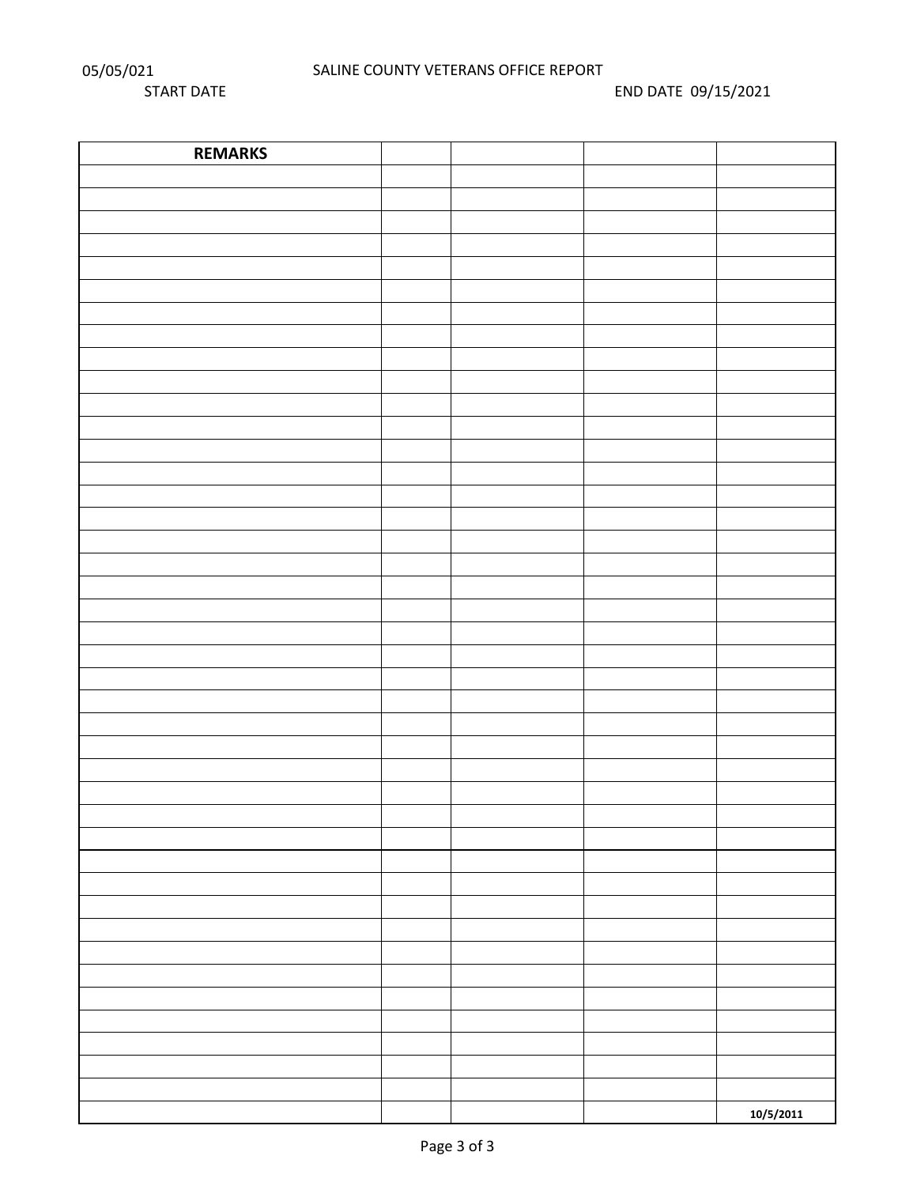05/05/021 SALINE COUNTY VETERANS OFFICE REPORT

START DATE END DATE 09/15/2021

| REMARKS | | | | |
|---|---|---|---|---|
| | | | | |
| | | | | |
| | | | | |
| | | | | |
| | | | | |
| | | | | |
| | | | | |
| | | | | |
| | | | | |
| | | | | |
| | | | | |
| | | | | |
| | | | | |
| | | | | |
| | | | | |
| | | | | |
| | | | | |
| | | | | |
| | | | | |
| | | | | |
| | | | | |
| | | | | |
| | | | | |
| | | | | |
| | | | | |
| | | | | |
| | | | | |
| | | | | |
| | | | | |
| | | | | |
| | | | | |
| | | | | |
| | | | | |
| | | | | |
| | | | | |
| | | | | |
| | | | | |
| | | | | |
| | | | | |
| | | | | |
| | | | | **10/5/2011** |